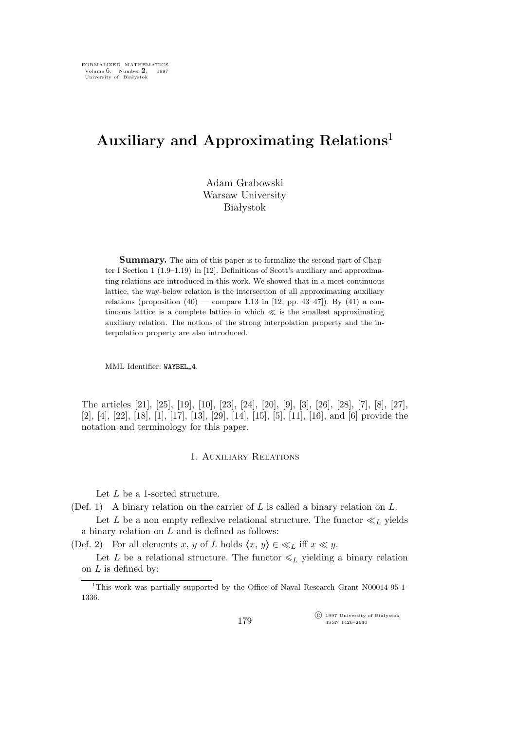# Auxiliary and Approximating Relations[1]

Adam Grabowski
Warsaw University
Białystok

**Summary.** The aim of this paper is to formalize the second part of Chapter I Section 1 (1.9–1.19) in [12]. Definitions of Scott's auxiliary and approximating relations are introduced in this work. We showed that in a meet-continuous lattice, the way-below relation is the intersection of all approximating auxiliary relations (proposition (40) — compare 1.13 in [12, pp. 43–47]). By (41) a continuous lattice is a complete lattice in which $\ll$ is the smallest approximating auxiliary relation. The notions of the strong interpolation property and the interpolation property are also introduced.

MML Identifier: WAYBEL_4.

The articles [21], [25], [19], [10], [23], [24], [20], [9], [3], [26], [28], [7], [8], [27], [2], [4], [22], [18], [1], [17], [13], [29], [14], [15], [5], [11], [16], and [6] provide the notation and terminology for this paper.

## 1. Auxiliary Relations

Let $L$ be a 1-sorted structure.

(Def. 1) A binary relation on the carrier of $L$ is called a binary relation on $L$.

Let $L$ be a non empty reflexive relational structure. The functor $\ll_L$ yields a binary relation on $L$ and is defined as follows:

(Def. 2) For all elements $x$, $y$ of $L$ holds $\langle x, y\rangle \in \ll_L$ iff $x \ll y$.

Let $L$ be a relational structure. The functor $\leqslant_L$ yielding a binary relation on $L$ is defined by:

[1]This work was partially supported by the Office of Naval Research Grant N00014-95-1-1336.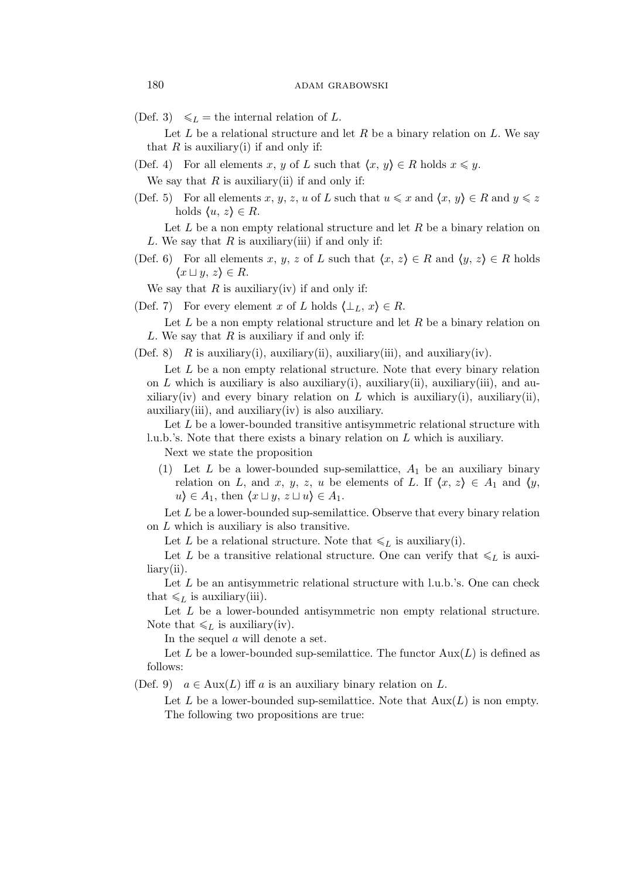(Def. 3) $\leqslant_L$ = the internal relation of $L$.

Let $L$ be a relational structure and let $R$ be a binary relation on $L$. We say that $R$ is auxiliary(i) if and only if:

(Def. 4) For all elements $x$, $y$ of $L$ such that $\langle x, y\rangle \in R$ holds $x \leqslant y$.

We say that $R$ is auxiliary(ii) if and only if:

(Def. 5) For all elements $x$, $y$, $z$, $u$ of $L$ such that $u \leqslant x$ and $\langle x, y\rangle \in R$ and $y \leqslant z$ holds $\langle u, z\rangle \in R$.

Let $L$ be a non empty relational structure and let $R$ be a binary relation on $L$. We say that $R$ is auxiliary(iii) if and only if:

(Def. 6) For all elements $x$, $y$, $z$ of $L$ such that $\langle x, z\rangle \in R$ and $\langle y, z\rangle \in R$ holds $\langle x \sqcup y, z\rangle \in R$.

We say that $R$ is auxiliary(iv) if and only if:

(Def. 7) For every element $x$ of $L$ holds $\langle \perp_L, x\rangle \in R$.

Let $L$ be a non empty relational structure and let $R$ be a binary relation on $L$. We say that $R$ is auxiliary if and only if:

(Def. 8) $R$ is auxiliary(i), auxiliary(ii), auxiliary(iii), and auxiliary(iv).

Let $L$ be a non empty relational structure. Note that every binary relation on $L$ which is auxiliary is also auxiliary(i), auxiliary(ii), auxiliary(iii), and auxiliary(iv) and every binary relation on $L$ which is auxiliary(i), auxiliary(ii), auxiliary(iii), and auxiliary(iv) is also auxiliary.

Let $L$ be a lower-bounded transitive antisymmetric relational structure with l.u.b.'s. Note that there exists a binary relation on $L$ which is auxiliary.

Next we state the proposition

(1) Let $L$ be a lower-bounded sup-semilattice, $A_1$ be an auxiliary binary relation on $L$, and $x$, $y$, $z$, $u$ be elements of $L$. If $\langle x, z\rangle \in A_1$ and $\langle y, u\rangle \in A_1$, then $\langle x \sqcup y, z \sqcup u\rangle \in A_1$.

Let $L$ be a lower-bounded sup-semilattice. Observe that every binary relation on $L$ which is auxiliary is also transitive.

Let $L$ be a relational structure. Note that $\leqslant_L$ is auxiliary(i).

Let $L$ be a transitive relational structure. One can verify that $\leqslant_L$ is auxiliary(ii).

Let $L$ be an antisymmetric relational structure with l.u.b.'s. One can check that $\leqslant_L$ is auxiliary(iii).

Let $L$ be a lower-bounded antisymmetric non empty relational structure. Note that $\leqslant_L$ is auxiliary(iv).

In the sequel $a$ will denote a set.

Let $L$ be a lower-bounded sup-semilattice. The functor $\mathrm{Aux}(L)$ is defined as follows:

(Def. 9) $a \in \mathrm{Aux}(L)$ iff $a$ is an auxiliary binary relation on $L$.

Let $L$ be a lower-bounded sup-semilattice. Note that $\mathrm{Aux}(L)$ is non empty.

The following two propositions are true: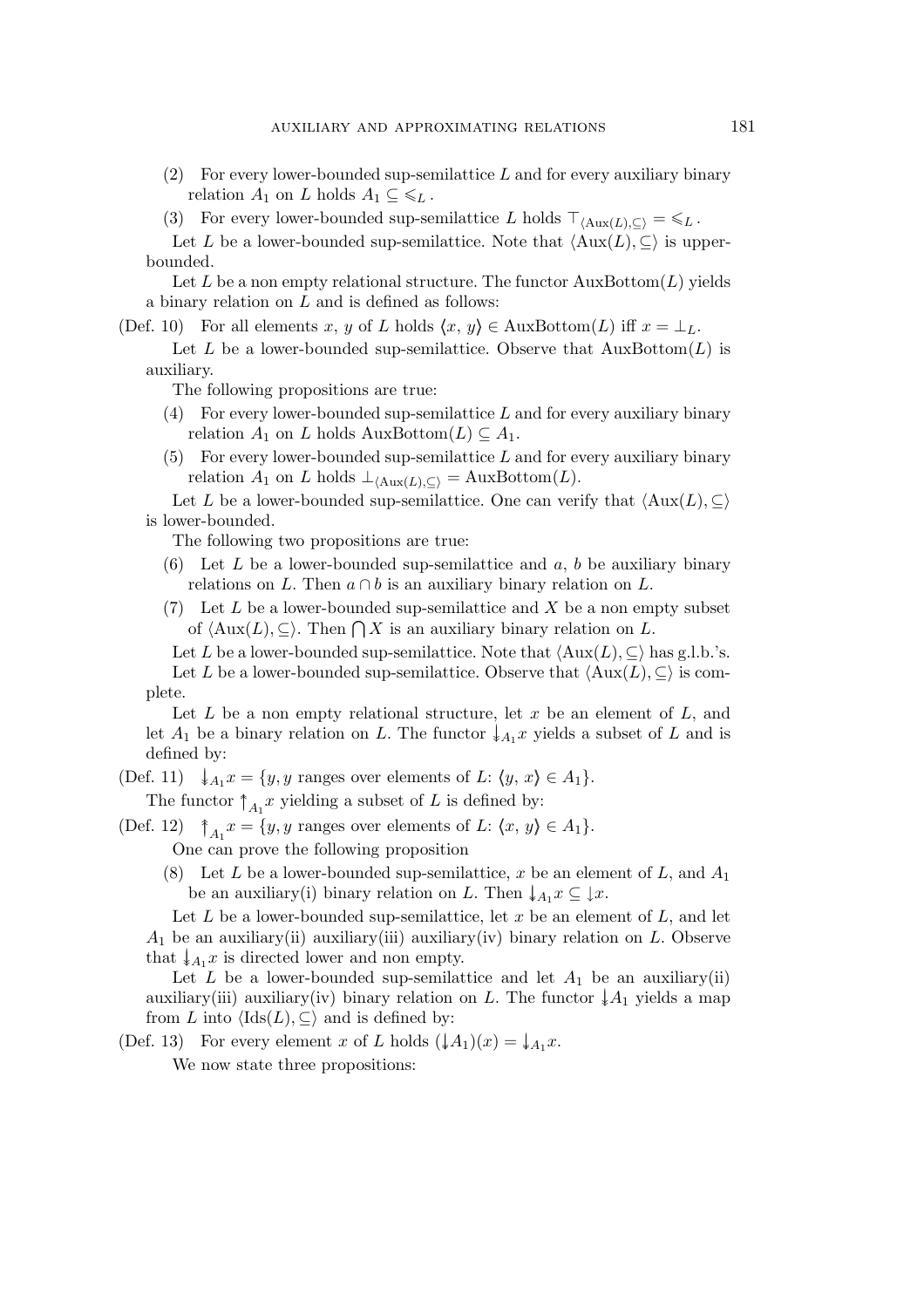(2) For every lower-bounded sup-semilattice $L$ and for every auxiliary binary relation $A_1$ on $L$ holds $A_1 \subseteq \leqslant_L$.

(3) For every lower-bounded sup-semilattice $L$ holds $\top_{\langle \mathrm{Aux}(L), \subseteq \rangle} = \leqslant_L$.

Let $L$ be a lower-bounded sup-semilattice. Note that $\langle \mathrm{Aux}(L), \subseteq \rangle$ is upper-bounded.

Let $L$ be a non empty relational structure. The functor $\mathrm{AuxBottom}(L)$ yields a binary relation on $L$ and is defined as follows:

(Def. 10) For all elements $x$, $y$ of $L$ holds $\langle x, y \rangle \in \mathrm{AuxBottom}(L)$ iff $x = \perp_L$.

Let $L$ be a lower-bounded sup-semilattice. Observe that $\mathrm{AuxBottom}(L)$ is auxiliary.

The following propositions are true:

(4) For every lower-bounded sup-semilattice $L$ and for every auxiliary binary relation $A_1$ on $L$ holds $\mathrm{AuxBottom}(L) \subseteq A_1$.

(5) For every lower-bounded sup-semilattice $L$ and for every auxiliary binary relation $A_1$ on $L$ holds $\perp_{\langle \mathrm{Aux}(L), \subseteq \rangle} = \mathrm{AuxBottom}(L)$.

Let $L$ be a lower-bounded sup-semilattice. One can verify that $\langle \mathrm{Aux}(L), \subseteq \rangle$ is lower-bounded.

The following two propositions are true:

(6) Let $L$ be a lower-bounded sup-semilattice and $a$, $b$ be auxiliary binary relations on $L$. Then $a \cap b$ is an auxiliary binary relation on $L$.

(7) Let $L$ be a lower-bounded sup-semilattice and $X$ be a non empty subset of $\langle \mathrm{Aux}(L), \subseteq \rangle$. Then $\bigcap X$ is an auxiliary binary relation on $L$.

Let $L$ be a lower-bounded sup-semilattice. Note that $\langle \mathrm{Aux}(L), \subseteq \rangle$ has g.l.b.'s.

Let $L$ be a lower-bounded sup-semilattice. Observe that $\langle \mathrm{Aux}(L), \subseteq \rangle$ is complete.

Let $L$ be a non empty relational structure, let $x$ be an element of $L$, and let $A_1$ be a binary relation on $L$. The functor $\downarrow_{A_1} x$ yields a subset of $L$ and is defined by:

(Def. 11) $\downarrow_{A_1} x = \{y, y$ ranges over elements of $L$: $\langle y, x \rangle \in A_1\}$.

The functor $\uparrow_{A_1} x$ yielding a subset of $L$ is defined by:

(Def. 12) $\uparrow_{A_1} x = \{y, y$ ranges over elements of $L$: $\langle x, y \rangle \in A_1\}$.

One can prove the following proposition

(8) Let $L$ be a lower-bounded sup-semilattice, $x$ be an element of $L$, and $A_1$ be an auxiliary(i) binary relation on $L$. Then $\downarrow_{A_1} x \subseteq \downarrow x$.

Let $L$ be a lower-bounded sup-semilattice, let $x$ be an element of $L$, and let $A_1$ be an auxiliary(ii) auxiliary(iii) auxiliary(iv) binary relation on $L$. Observe that $\downarrow_{A_1} x$ is directed lower and non empty.

Let $L$ be a lower-bounded sup-semilattice and let $A_1$ be an auxiliary(ii) auxiliary(iii) auxiliary(iv) binary relation on $L$. The functor $\downarrow A_1$ yields a map from $L$ into $\langle \mathrm{Ids}(L), \subseteq \rangle$ and is defined by:

(Def. 13) For every element $x$ of $L$ holds $(\downarrow A_1)(x) = \downarrow_{A_1} x$.

We now state three propositions: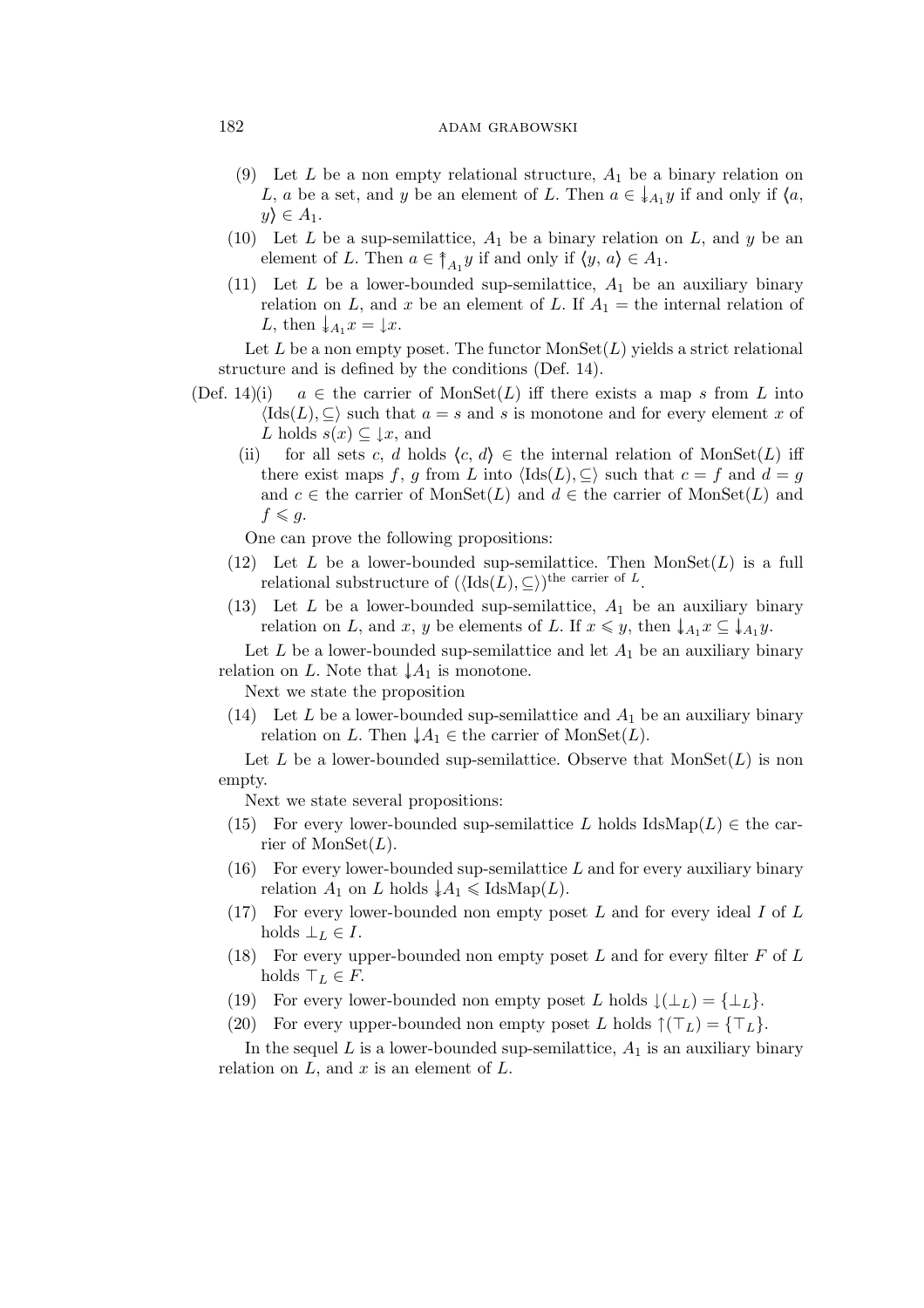(9) Let $L$ be a non empty relational structure, $A_1$ be a binary relation on $L$, $a$ be a set, and $y$ be an element of $L$. Then $a \in \Downarrow_{A_1} y$ if and only if $\langle a, y \rangle \in A_1$.

(10) Let $L$ be a sup-semilattice, $A_1$ be a binary relation on $L$, and $y$ be an element of $L$. Then $a \in \Uparrow_{A_1} y$ if and only if $\langle y, a \rangle \in A_1$.

(11) Let $L$ be a lower-bounded sup-semilattice, $A_1$ be an auxiliary binary relation on $L$, and $x$ be an element of $L$. If $A_1 =$ the internal relation of $L$, then $\Downarrow_{A_1} x = \downarrow x$.

Let $L$ be a non empty poset. The functor $\mathrm{MonSet}(L)$ yields a strict relational structure and is defined by the conditions (Def. 14).

(Def. 14)(i) $a \in$ the carrier of $\mathrm{MonSet}(L)$ iff there exists a map $s$ from $L$ into $\langle \mathrm{Ids}(L), \subseteq \rangle$ such that $a = s$ and $s$ is monotone and for every element $x$ of $L$ holds $s(x) \subseteq \downarrow x$, and

(ii) for all sets $c$, $d$ holds $\langle c, d \rangle \in$ the internal relation of $\mathrm{MonSet}(L)$ iff there exist maps $f$, $g$ from $L$ into $\langle \mathrm{Ids}(L), \subseteq \rangle$ such that $c = f$ and $d = g$ and $c \in$ the carrier of $\mathrm{MonSet}(L)$ and $d \in$ the carrier of $\mathrm{MonSet}(L)$ and $f \leqslant g$.

One can prove the following propositions:

(12) Let $L$ be a lower-bounded sup-semilattice. Then $\mathrm{MonSet}(L)$ is a full relational substructure of $(\langle \mathrm{Ids}(L), \subseteq \rangle)^{\text{the carrier of } L}$.

(13) Let $L$ be a lower-bounded sup-semilattice, $A_1$ be an auxiliary binary relation on $L$, and $x$, $y$ be elements of $L$. If $x \leqslant y$, then $\Downarrow_{A_1} x \subseteq \Downarrow_{A_1} y$.

Let $L$ be a lower-bounded sup-semilattice and let $A_1$ be an auxiliary binary relation on $L$. Note that $\Downarrow A_1$ is monotone.

Next we state the proposition

(14) Let $L$ be a lower-bounded sup-semilattice and $A_1$ be an auxiliary binary relation on $L$. Then $\Downarrow A_1 \in$ the carrier of $\mathrm{MonSet}(L)$.

Let $L$ be a lower-bounded sup-semilattice. Observe that $\mathrm{MonSet}(L)$ is non empty.

Next we state several propositions:

(15) For every lower-bounded sup-semilattice $L$ holds $\mathrm{IdsMap}(L) \in$ the carrier of $\mathrm{MonSet}(L)$.

(16) For every lower-bounded sup-semilattice $L$ and for every auxiliary binary relation $A_1$ on $L$ holds $\Downarrow A_1 \leqslant \mathrm{IdsMap}(L)$.

(17) For every lower-bounded non empty poset $L$ and for every ideal $I$ of $L$ holds $\bot_L \in I$.

(18) For every upper-bounded non empty poset $L$ and for every filter $F$ of $L$ holds $\top_L \in F$.

(19) For every lower-bounded non empty poset $L$ holds $\downarrow(\bot_L) = \{\bot_L\}$.

(20) For every upper-bounded non empty poset $L$ holds $\uparrow(\top_L) = \{\top_L\}$.

In the sequel $L$ is a lower-bounded sup-semilattice, $A_1$ is an auxiliary binary relation on $L$, and $x$ is an element of $L$.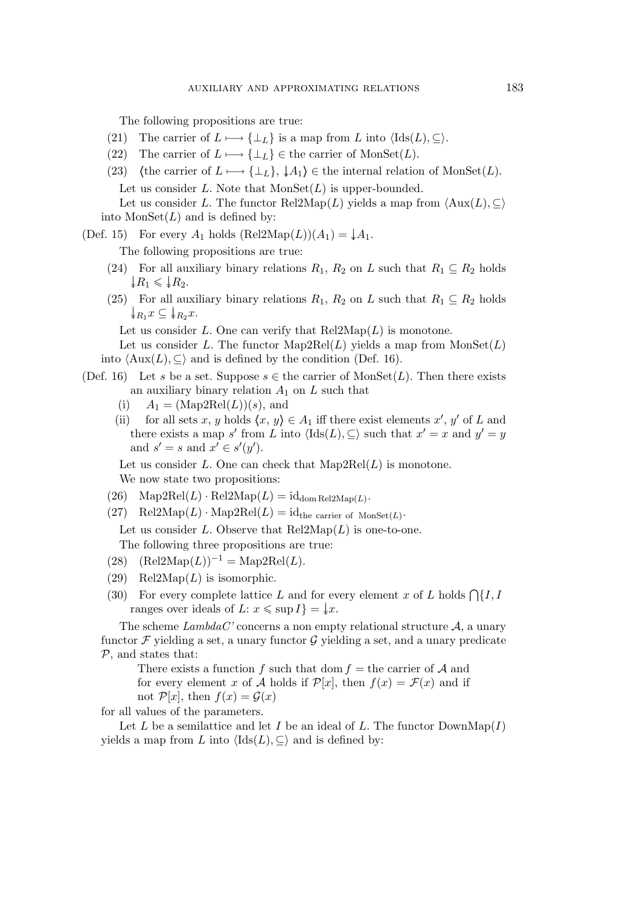The following propositions are true:

(21) The carrier of $L \longmapsto \{\bot_L\}$ is a map from $L$ into $\langle \mathrm{Ids}(L), \subseteq \rangle$.

(22) The carrier of $L \longmapsto \{\bot_L\} \in$ the carrier of $\mathrm{MonSet}(L)$.

(23) $\langle$the carrier of $L \longmapsto \{\bot_L\}$, $\downarrow A_1\rangle \in$ the internal relation of $\mathrm{MonSet}(L)$.

Let us consider $L$. Note that $\mathrm{MonSet}(L)$ is upper-bounded.

Let us consider $L$. The functor $\mathrm{Rel2Map}(L)$ yields a map from $\langle \mathrm{Aux}(L), \subseteq \rangle$ into $\mathrm{MonSet}(L)$ and is defined by:

(Def. 15) For every $A_1$ holds $(\mathrm{Rel2Map}(L))(A_1) = \downarrow A_1$.

The following propositions are true:

(24) For all auxiliary binary relations $R_1$, $R_2$ on $L$ such that $R_1 \subseteq R_2$ holds $\downarrow R_1 \leqslant \downarrow R_2$.

(25) For all auxiliary binary relations $R_1$, $R_2$ on $L$ such that $R_1 \subseteq R_2$ holds $\downarrow_{R_1} x \subseteq \downarrow_{R_2} x$.

Let us consider $L$. One can verify that $\mathrm{Rel2Map}(L)$ is monotone.

Let us consider $L$. The functor $\mathrm{Map2Rel}(L)$ yields a map from $\mathrm{MonSet}(L)$ into $\langle \mathrm{Aux}(L), \subseteq \rangle$ and is defined by the condition (Def. 16).

(Def. 16) Let $s$ be a set. Suppose $s \in$ the carrier of $\mathrm{MonSet}(L)$. Then there exists an auxiliary binary relation $A_1$ on $L$ such that

(i) $A_1 = (\mathrm{Map2Rel}(L))(s)$, and

(ii) for all sets $x$, $y$ holds $\langle x, y\rangle \in A_1$ iff there exist elements $x'$, $y'$ of $L$ and there exists a map $s'$ from $L$ into $\langle \mathrm{Ids}(L), \subseteq \rangle$ such that $x' = x$ and $y' = y$ and $s' = s$ and $x' \in s'(y')$.

Let us consider $L$. One can check that $\mathrm{Map2Rel}(L)$ is monotone.

We now state two propositions:

(26) $\mathrm{Map2Rel}(L) \cdot \mathrm{Rel2Map}(L) = \mathrm{id}_{\mathrm{dom}\,\mathrm{Rel2Map}(L)}$.

(27) $\mathrm{Rel2Map}(L) \cdot \mathrm{Map2Rel}(L) = \mathrm{id}_{\text{the carrier of } \mathrm{MonSet}(L)}$.

Let us consider $L$. Observe that $\mathrm{Rel2Map}(L)$ is one-to-one.

The following three propositions are true:

(28) $(\mathrm{Rel2Map}(L))^{-1} = \mathrm{Map2Rel}(L)$.

(29) $\mathrm{Rel2Map}(L)$ is isomorphic.

(30) For every complete lattice $L$ and for every element $x$ of $L$ holds $\bigcap\{I, I$ ranges over ideals of $L$: $x \leqslant \sup I\} = \downarrow x$.

The scheme *LambdaC'* concerns a non empty relational structure $\mathcal{A}$, a unary functor $\mathcal{F}$ yielding a set, a unary functor $\mathcal{G}$ yielding a set, and a unary predicate $\mathcal{P}$, and states that:

> There exists a function $f$ such that $\mathrm{dom}\, f =$ the carrier of $\mathcal{A}$ and for every element $x$ of $\mathcal{A}$ holds if $\mathcal{P}[x]$, then $f(x) = \mathcal{F}(x)$ and if not $\mathcal{P}[x]$, then $f(x) = \mathcal{G}(x)$

for all values of the parameters.

Let $L$ be a semilattice and let $I$ be an ideal of $L$. The functor $\mathrm{DownMap}(I)$ yields a map from $L$ into $\langle \mathrm{Ids}(L), \subseteq \rangle$ and is defined by: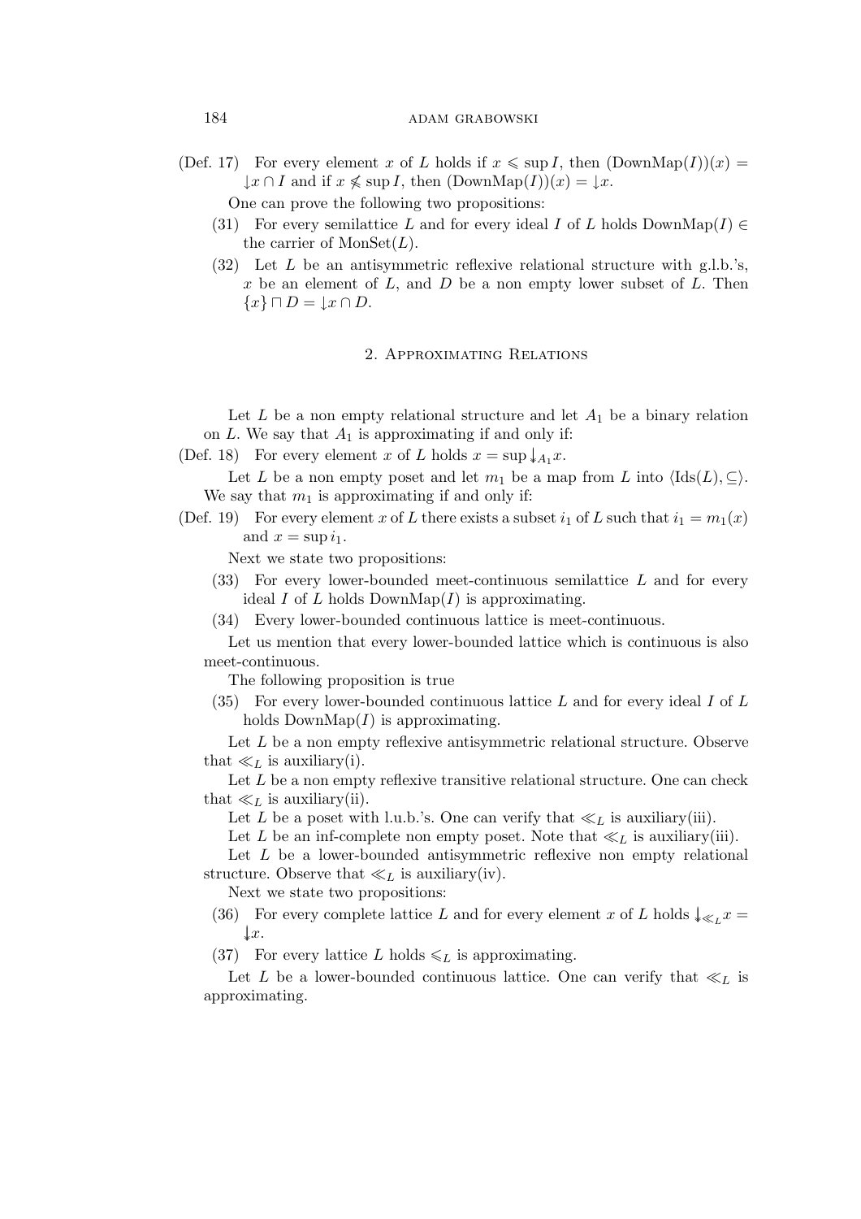(Def. 17) For every element $x$ of $L$ holds if $x \leqslant \sup I$, then $(\mathrm{DownMap}(I))(x) = {\downarrow}x \cap I$ and if $x \nleqslant \sup I$, then $(\mathrm{DownMap}(I))(x) = {\downarrow}x$.

One can prove the following two propositions:

(31) For every semilattice $L$ and for every ideal $I$ of $L$ holds $\mathrm{DownMap}(I) \in$ the carrier of $\mathrm{MonSet}(L)$.

(32) Let $L$ be an antisymmetric reflexive relational structure with g.l.b.'s, $x$ be an element of $L$, and $D$ be a non empty lower subset of $L$. Then $\{x\} \sqcap D = {\downarrow}x \cap D$.

## 2. Approximating Relations

Let $L$ be a non empty relational structure and let $A_1$ be a binary relation on $L$. We say that $A_1$ is approximating if and only if:

(Def. 18) For every element $x$ of $L$ holds $x = \sup {\downarrow}_{A_1} x$.

Let $L$ be a non empty poset and let $m_1$ be a map from $L$ into $\langle \mathrm{Ids}(L), \subseteq \rangle$. We say that $m_1$ is approximating if and only if:

(Def. 19) For every element $x$ of $L$ there exists a subset $i_1$ of $L$ such that $i_1 = m_1(x)$ and $x = \sup i_1$.

Next we state two propositions:

(33) For every lower-bounded meet-continuous semilattice $L$ and for every ideal $I$ of $L$ holds $\mathrm{DownMap}(I)$ is approximating.

(34) Every lower-bounded continuous lattice is meet-continuous.

Let us mention that every lower-bounded lattice which is continuous is also meet-continuous.

The following proposition is true

(35) For every lower-bounded continuous lattice $L$ and for every ideal $I$ of $L$ holds $\mathrm{DownMap}(I)$ is approximating.

Let $L$ be a non empty reflexive antisymmetric relational structure. Observe that $\ll_L$ is auxiliary(i).

Let $L$ be a non empty reflexive transitive relational structure. One can check that $\ll_L$ is auxiliary(ii).

Let $L$ be a poset with l.u.b.'s. One can verify that $\ll_L$ is auxiliary(iii).

Let $L$ be an inf-complete non empty poset. Note that $\ll_L$ is auxiliary(iii).

Let $L$ be a lower-bounded antisymmetric reflexive non empty relational structure. Observe that $\ll_L$ is auxiliary(iv).

Next we state two propositions:

(36) For every complete lattice $L$ and for every element $x$ of $L$ holds ${\downarrow}_{\ll_L} x = {\downarrow}x$.

(37) For every lattice $L$ holds $\leqslant_L$ is approximating.

Let $L$ be a lower-bounded continuous lattice. One can verify that $\ll_L$ is approximating.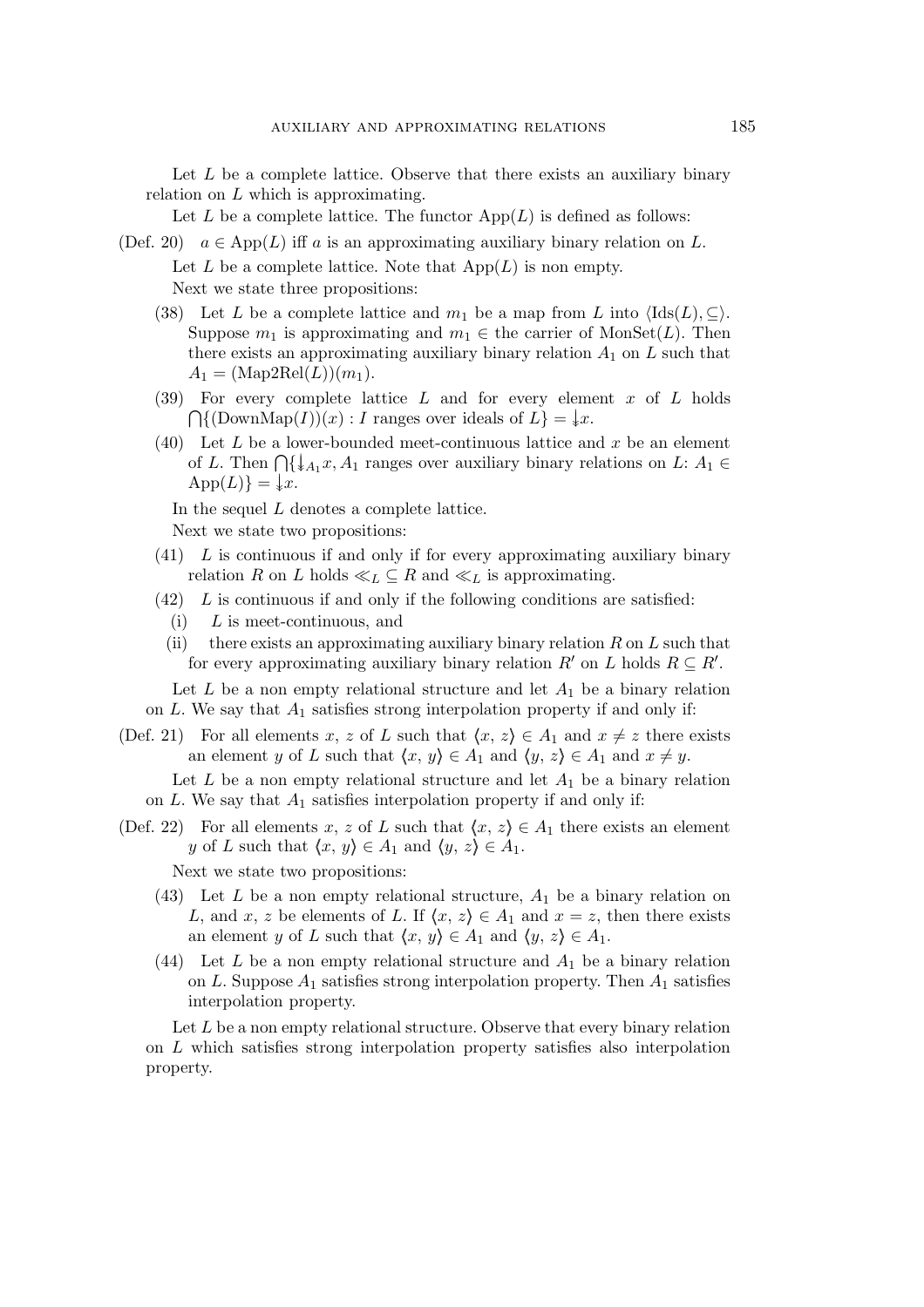Let $L$ be a complete lattice. Observe that there exists an auxiliary binary relation on $L$ which is approximating.

Let $L$ be a complete lattice. The functor $\mathrm{App}(L)$ is defined as follows:

(Def. 20) $a \in \mathrm{App}(L)$ iff $a$ is an approximating auxiliary binary relation on $L$.

Let $L$ be a complete lattice. Note that $\mathrm{App}(L)$ is non empty.

Next we state three propositions:

(38) Let $L$ be a complete lattice and $m_1$ be a map from $L$ into $\langle \mathrm{Ids}(L), \subseteq \rangle$. Suppose $m_1$ is approximating and $m_1 \in$ the carrier of $\mathrm{MonSet}(L)$. Then there exists an approximating auxiliary binary relation $A_1$ on $L$ such that $A_1 = (\mathrm{Map2Rel}(L))(m_1)$.

(39) For every complete lattice $L$ and for every element $x$ of $L$ holds $\bigcap\{(\mathrm{DownMap}(I))(x) : I$ ranges over ideals of $L\} = \downarrow x$.

(40) Let $L$ be a lower-bounded meet-continuous lattice and $x$ be an element of $L$. Then $\bigcap\{\downarrow_{A_1} x, A_1$ ranges over auxiliary binary relations on $L$: $A_1 \in \mathrm{App}(L)\} = \downarrow x$.

In the sequel $L$ denotes a complete lattice.

Next we state two propositions:

(41) $L$ is continuous if and only if for every approximating auxiliary binary relation $R$ on $L$ holds $\ll_L \subseteq R$ and $\ll_L$ is approximating.

(42) $L$ is continuous if and only if the following conditions are satisfied:
   (i) $L$ is meet-continuous, and
   (ii) there exists an approximating auxiliary binary relation $R$ on $L$ such that for every approximating auxiliary binary relation $R'$ on $L$ holds $R \subseteq R'$.

Let $L$ be a non empty relational structure and let $A_1$ be a binary relation on $L$. We say that $A_1$ satisfies strong interpolation property if and only if:

(Def. 21) For all elements $x$, $z$ of $L$ such that $\langle x, z \rangle \in A_1$ and $x \neq z$ there exists an element $y$ of $L$ such that $\langle x, y \rangle \in A_1$ and $\langle y, z \rangle \in A_1$ and $x \neq y$.

Let $L$ be a non empty relational structure and let $A_1$ be a binary relation on $L$. We say that $A_1$ satisfies interpolation property if and only if:

(Def. 22) For all elements $x$, $z$ of $L$ such that $\langle x, z \rangle \in A_1$ there exists an element $y$ of $L$ such that $\langle x, y \rangle \in A_1$ and $\langle y, z \rangle \in A_1$.

Next we state two propositions:

(43) Let $L$ be a non empty relational structure, $A_1$ be a binary relation on $L$, and $x$, $z$ be elements of $L$. If $\langle x, z \rangle \in A_1$ and $x = z$, then there exists an element $y$ of $L$ such that $\langle x, y \rangle \in A_1$ and $\langle y, z \rangle \in A_1$.

(44) Let $L$ be a non empty relational structure and $A_1$ be a binary relation on $L$. Suppose $A_1$ satisfies strong interpolation property. Then $A_1$ satisfies interpolation property.

Let $L$ be a non empty relational structure. Observe that every binary relation on $L$ which satisfies strong interpolation property satisfies also interpolation property.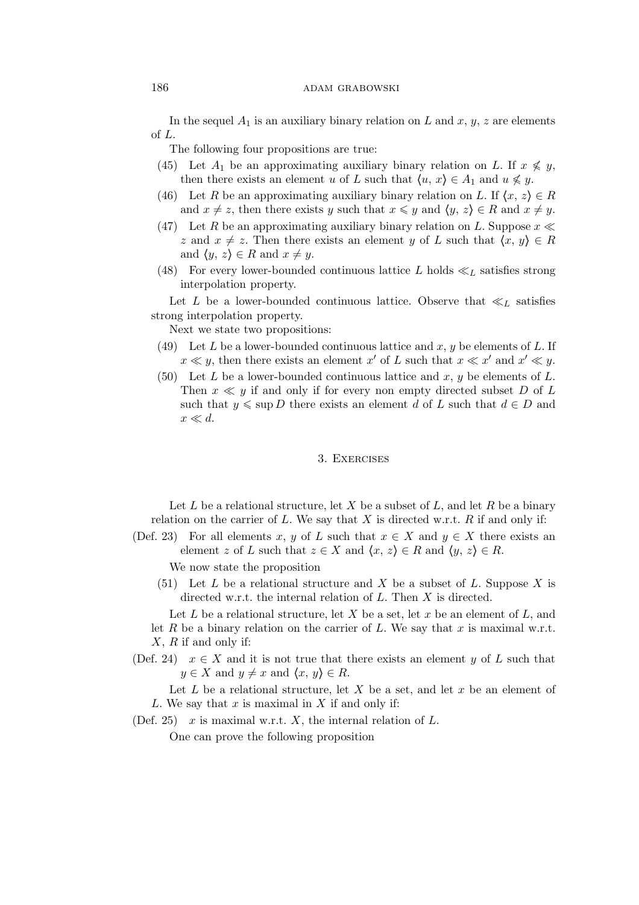In the sequel $A_1$ is an auxiliary binary relation on $L$ and $x$, $y$, $z$ are elements of $L$.

The following four propositions are true:

(45) Let $A_1$ be an approximating auxiliary binary relation on $L$. If $x \not\leqslant y$, then there exists an element $u$ of $L$ such that $\langle u, x\rangle \in A_1$ and $u \not\leqslant y$.

(46) Let $R$ be an approximating auxiliary binary relation on $L$. If $\langle x, z\rangle \in R$ and $x \neq z$, then there exists $y$ such that $x \leqslant y$ and $\langle y, z\rangle \in R$ and $x \neq y$.

(47) Let $R$ be an approximating auxiliary binary relation on $L$. Suppose $x \ll z$ and $x \neq z$. Then there exists an element $y$ of $L$ such that $\langle x, y\rangle \in R$ and $\langle y, z\rangle \in R$ and $x \neq y$.

(48) For every lower-bounded continuous lattice $L$ holds $\ll_L$ satisfies strong interpolation property.

Let $L$ be a lower-bounded continuous lattice. Observe that $\ll_L$ satisfies strong interpolation property.

Next we state two propositions:

(49) Let $L$ be a lower-bounded continuous lattice and $x$, $y$ be elements of $L$. If $x \ll y$, then there exists an element $x'$ of $L$ such that $x \ll x'$ and $x' \ll y$.

(50) Let $L$ be a lower-bounded continuous lattice and $x$, $y$ be elements of $L$. Then $x \ll y$ if and only if for every non empty directed subset $D$ of $L$ such that $y \leqslant \sup D$ there exists an element $d$ of $L$ such that $d \in D$ and $x \ll d$.

## 3. Exercises

Let $L$ be a relational structure, let $X$ be a subset of $L$, and let $R$ be a binary relation on the carrier of $L$. We say that $X$ is directed w.r.t. $R$ if and only if:

(Def. 23) For all elements $x$, $y$ of $L$ such that $x \in X$ and $y \in X$ there exists an element $z$ of $L$ such that $z \in X$ and $\langle x, z\rangle \in R$ and $\langle y, z\rangle \in R$.

We now state the proposition

(51) Let $L$ be a relational structure and $X$ be a subset of $L$. Suppose $X$ is directed w.r.t. the internal relation of $L$. Then $X$ is directed.

Let $L$ be a relational structure, let $X$ be a set, let $x$ be an element of $L$, and let $R$ be a binary relation on the carrier of $L$. We say that $x$ is maximal w.r.t. $X$, $R$ if and only if:

(Def. 24) $x \in X$ and it is not true that there exists an element $y$ of $L$ such that $y \in X$ and $y \neq x$ and $\langle x, y\rangle \in R$.

Let $L$ be a relational structure, let $X$ be a set, and let $x$ be an element of $L$. We say that $x$ is maximal in $X$ if and only if:

(Def. 25) $x$ is maximal w.r.t. $X$, the internal relation of $L$.

One can prove the following proposition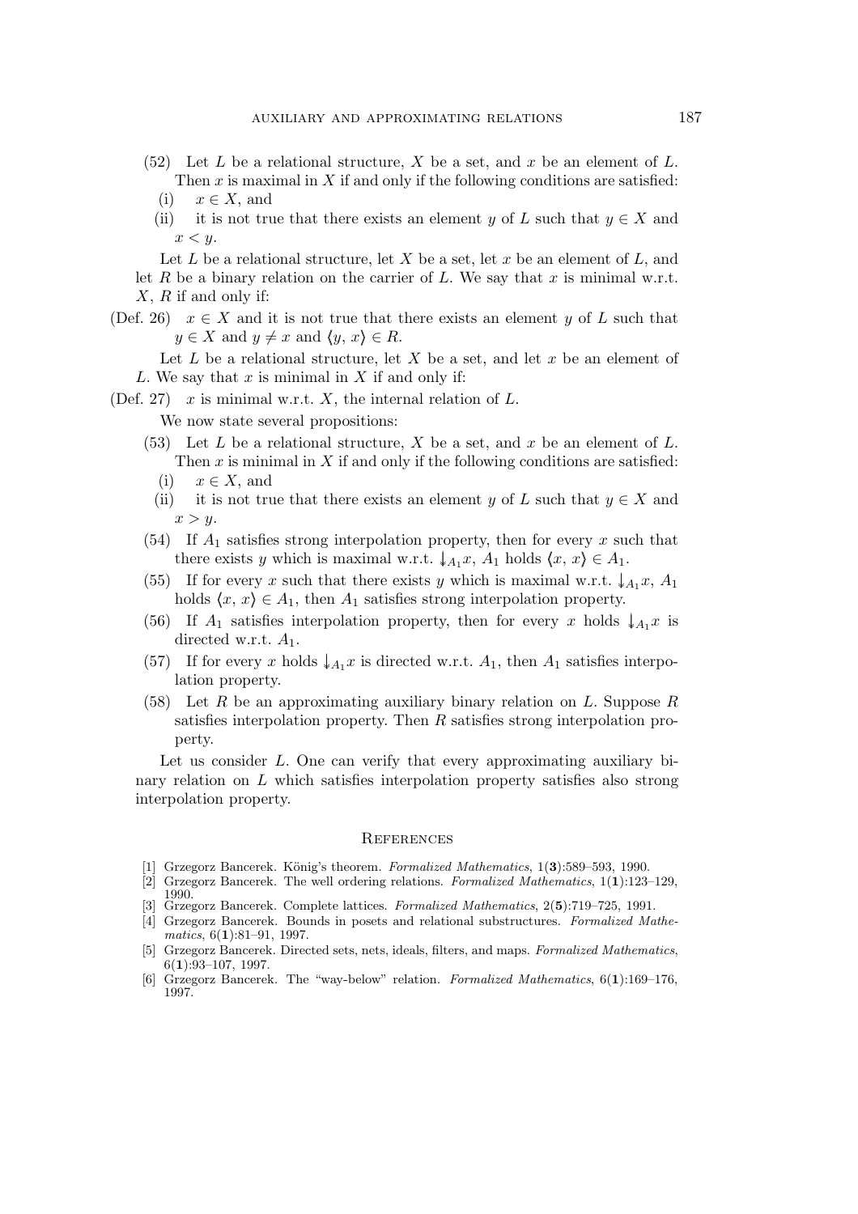(52) Let $L$ be a relational structure, $X$ be a set, and $x$ be an element of $L$. Then $x$ is maximal in $X$ if and only if the following conditions are satisfied:

(i) $x \in X$, and

(ii) it is not true that there exists an element $y$ of $L$ such that $y \in X$ and $x < y$.

Let $L$ be a relational structure, let $X$ be a set, let $x$ be an element of $L$, and let $R$ be a binary relation on the carrier of $L$. We say that $x$ is minimal w.r.t. $X$, $R$ if and only if:

(Def. 26) $x \in X$ and it is not true that there exists an element $y$ of $L$ such that $y \in X$ and $y \neq x$ and $\langle y, x \rangle \in R$.

Let $L$ be a relational structure, let $X$ be a set, and let $x$ be an element of $L$. We say that $x$ is minimal in $X$ if and only if:

(Def. 27) $x$ is minimal w.r.t. $X$, the internal relation of $L$.

We now state several propositions:

(53) Let $L$ be a relational structure, $X$ be a set, and $x$ be an element of $L$. Then $x$ is minimal in $X$ if and only if the following conditions are satisfied:

(i) $x \in X$, and

(ii) it is not true that there exists an element $y$ of $L$ such that $y \in X$ and $x > y$.

(54) If $A_1$ satisfies strong interpolation property, then for every $x$ such that there exists $y$ which is maximal w.r.t. $\downarrow_{A_1} x$, $A_1$ holds $\langle x, x \rangle \in A_1$.

(55) If for every $x$ such that there exists $y$ which is maximal w.r.t. $\downarrow_{A_1} x$, $A_1$ holds $\langle x, x \rangle \in A_1$, then $A_1$ satisfies strong interpolation property.

(56) If $A_1$ satisfies interpolation property, then for every $x$ holds $\downarrow_{A_1} x$ is directed w.r.t. $A_1$.

(57) If for every $x$ holds $\downarrow_{A_1} x$ is directed w.r.t. $A_1$, then $A_1$ satisfies interpolation property.

(58) Let $R$ be an approximating auxiliary binary relation on $L$. Suppose $R$ satisfies interpolation property. Then $R$ satisfies strong interpolation property.

Let us consider $L$. One can verify that every approximating auxiliary binary relation on $L$ which satisfies interpolation property satisfies also strong interpolation property.

## References

[1] Grzegorz Bancerek. König's theorem. *Formalized Mathematics*, 1(**3**):589–593, 1990.

[2] Grzegorz Bancerek. The well ordering relations. *Formalized Mathematics*, 1(**1**):123–129, 1990.

[3] Grzegorz Bancerek. Complete lattices. *Formalized Mathematics*, 2(**5**):719–725, 1991.

[4] Grzegorz Bancerek. Bounds in posets and relational substructures. *Formalized Mathematics*, 6(**1**):81–91, 1997.

[5] Grzegorz Bancerek. Directed sets, nets, ideals, filters, and maps. *Formalized Mathematics*, 6(**1**):93–107, 1997.

[6] Grzegorz Bancerek. The "way-below" relation. *Formalized Mathematics*, 6(**1**):169–176, 1997.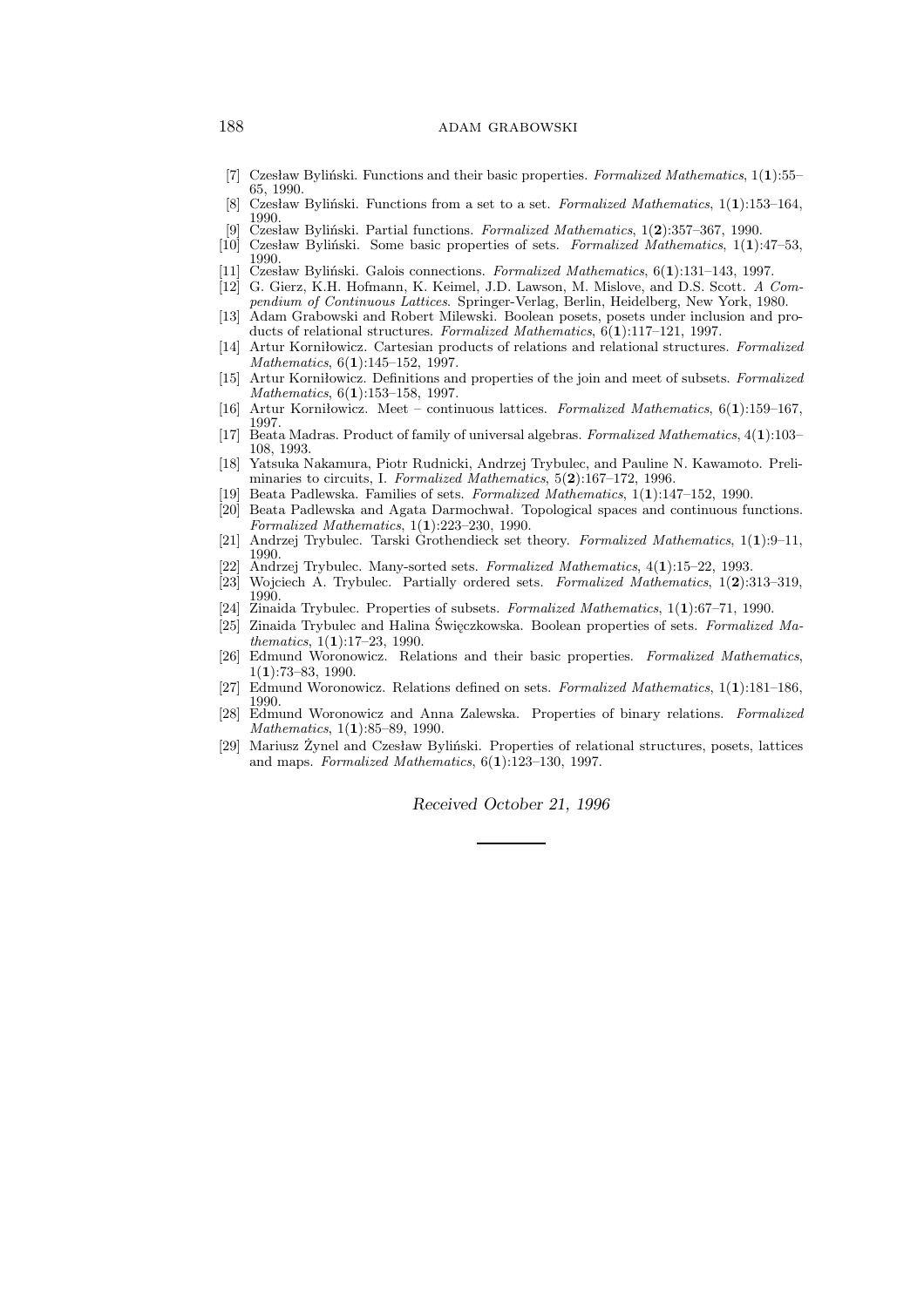- [7] Czesław Byliński. Functions and their basic properties. *Formalized Mathematics*, 1(**1**):55–65, 1990.
- [8] Czesław Byliński. Functions from a set to a set. *Formalized Mathematics*, 1(**1**):153–164, 1990.
- [9] Czesław Byliński. Partial functions. *Formalized Mathematics*, 1(**2**):357–367, 1990.
- [10] Czesław Byliński. Some basic properties of sets. *Formalized Mathematics*, 1(**1**):47–53, 1990.
- [11] Czesław Byliński. Galois connections. *Formalized Mathematics*, 6(**1**):131–143, 1997.
- [12] G. Gierz, K.H. Hofmann, K. Keimel, J.D. Lawson, M. Mislove, and D.S. Scott. *A Compendium of Continuous Lattices*. Springer-Verlag, Berlin, Heidelberg, New York, 1980.
- [13] Adam Grabowski and Robert Milewski. Boolean posets, posets under inclusion and products of relational structures. *Formalized Mathematics*, 6(**1**):117–121, 1997.
- [14] Artur Korniłowicz. Cartesian products of relations and relational structures. *Formalized Mathematics*, 6(**1**):145–152, 1997.
- [15] Artur Korniłowicz. Definitions and properties of the join and meet of subsets. *Formalized Mathematics*, 6(**1**):153–158, 1997.
- [16] Artur Korniłowicz. Meet – continuous lattices. *Formalized Mathematics*, 6(**1**):159–167, 1997.
- [17] Beata Madras. Product of family of universal algebras. *Formalized Mathematics*, 4(**1**):103–108, 1993.
- [18] Yatsuka Nakamura, Piotr Rudnicki, Andrzej Trybulec, and Pauline N. Kawamoto. Preliminaries to circuits, I. *Formalized Mathematics*, 5(**2**):167–172, 1996.
- [19] Beata Padlewska. Families of sets. *Formalized Mathematics*, 1(**1**):147–152, 1990.
- [20] Beata Padlewska and Agata Darmochwał. Topological spaces and continuous functions. *Formalized Mathematics*, 1(**1**):223–230, 1990.
- [21] Andrzej Trybulec. Tarski Grothendieck set theory. *Formalized Mathematics*, 1(**1**):9–11, 1990.
- [22] Andrzej Trybulec. Many-sorted sets. *Formalized Mathematics*, 4(**1**):15–22, 1993.
- [23] Wojciech A. Trybulec. Partially ordered sets. *Formalized Mathematics*, 1(**2**):313–319, 1990.
- [24] Zinaida Trybulec. Properties of subsets. *Formalized Mathematics*, 1(**1**):67–71, 1990.
- [25] Zinaida Trybulec and Halina Święczkowska. Boolean properties of sets. *Formalized Mathematics*, 1(**1**):17–23, 1990.
- [26] Edmund Woronowicz. Relations and their basic properties. *Formalized Mathematics*, 1(**1**):73–83, 1990.
- [27] Edmund Woronowicz. Relations defined on sets. *Formalized Mathematics*, 1(**1**):181–186, 1990.
- [28] Edmund Woronowicz and Anna Zalewska. Properties of binary relations. *Formalized Mathematics*, 1(**1**):85–89, 1990.
- [29] Mariusz Żynel and Czesław Byliński. Properties of relational structures, posets, lattices and maps. *Formalized Mathematics*, 6(**1**):123–130, 1997.

*Received October 21, 1996*